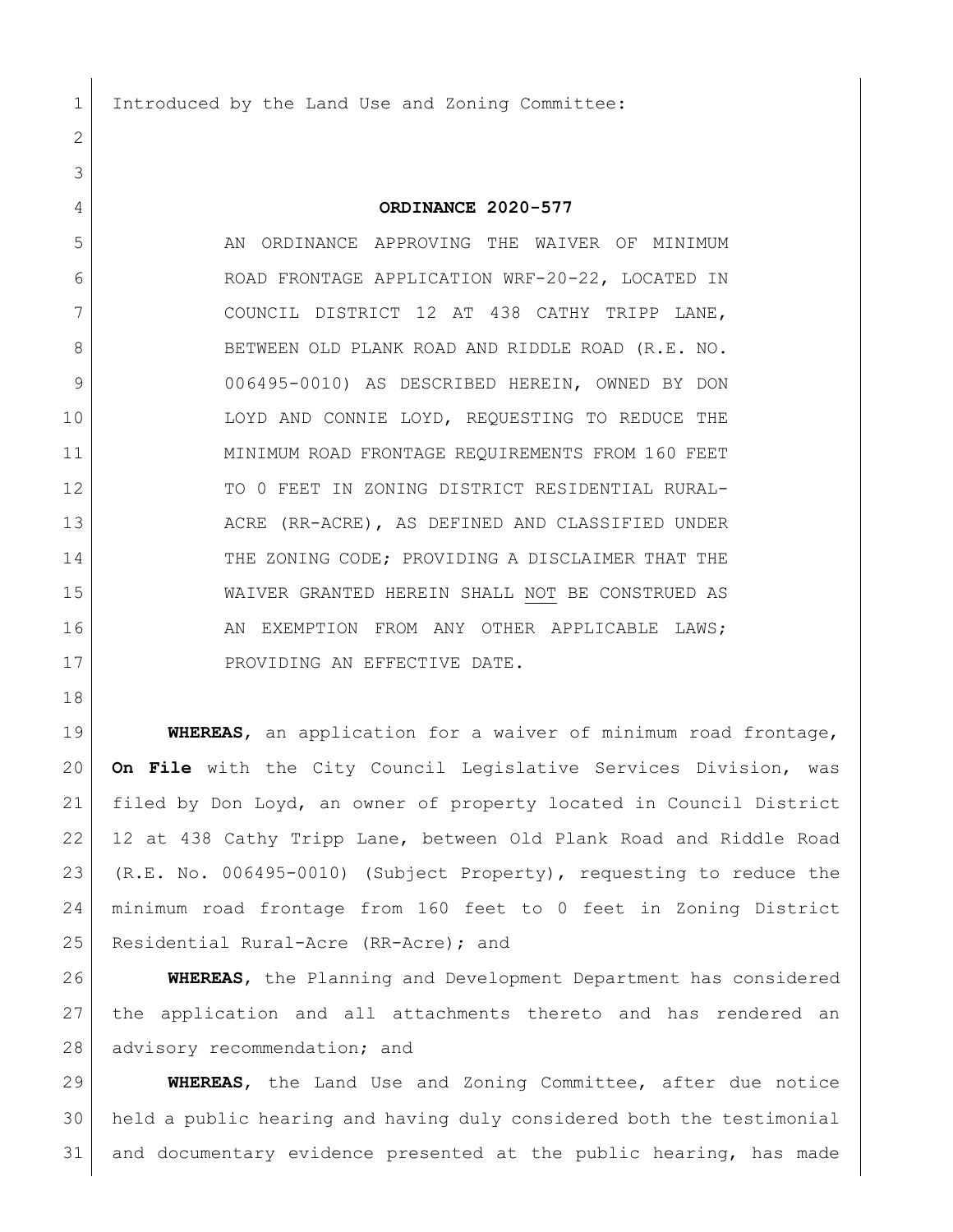Introduced by the Land Use and Zoning Committee:

**ORDINANCE 2020-577**

AN ORDINANCE APPROVING THE WAIVER OF MINIMUM ROAD FRONTAGE APPLICATION WRF-20-22, LOCATED IN COUNCIL DISTRICT 12 AT 438 CATHY TRIPP LANE, BETWEEN OLD PLANK ROAD AND RIDDLE ROAD (R.E. NO. 006495-0010) AS DESCRIBED HEREIN, OWNED BY DON LOYD AND CONNIE LOYD, REQUESTING TO REDUCE THE MINIMUM ROAD FRONTAGE REQUIREMENTS FROM 160 FEET TO 0 FEET IN ZONING DISTRICT RESIDENTIAL RURAL-ACRE (RR-ACRE), AS DEFINED AND CLASSIFIED UNDER THE ZONING CODE; PROVIDING A DISCLAIMER THAT THE WAIVER GRANTED HEREIN SHALL NOT BE CONSTRUED AS AN EXEMPTION FROM ANY OTHER APPLICABLE LAWS; PROVIDING AN EFFECTIVE DATE.

**WHEREAS**, an application for a waiver of minimum road frontage, **On File** with the City Council Legislative Services Division, was filed by Don Loyd, an owner of property located in Council District 12 at 438 Cathy Tripp Lane, between Old Plank Road and Riddle Road (R.E. No. 006495-0010) (Subject Property), requesting to reduce the minimum road frontage from 160 feet to 0 feet in Zoning District Residential Rural-Acre (RR-Acre); and

**WHEREAS**, the Planning and Development Department has considered the application and all attachments thereto and has rendered an advisory recommendation; and

**WHEREAS**, the Land Use and Zoning Committee, after due notice held a public hearing and having duly considered both the testimonial and documentary evidence presented at the public hearing, has made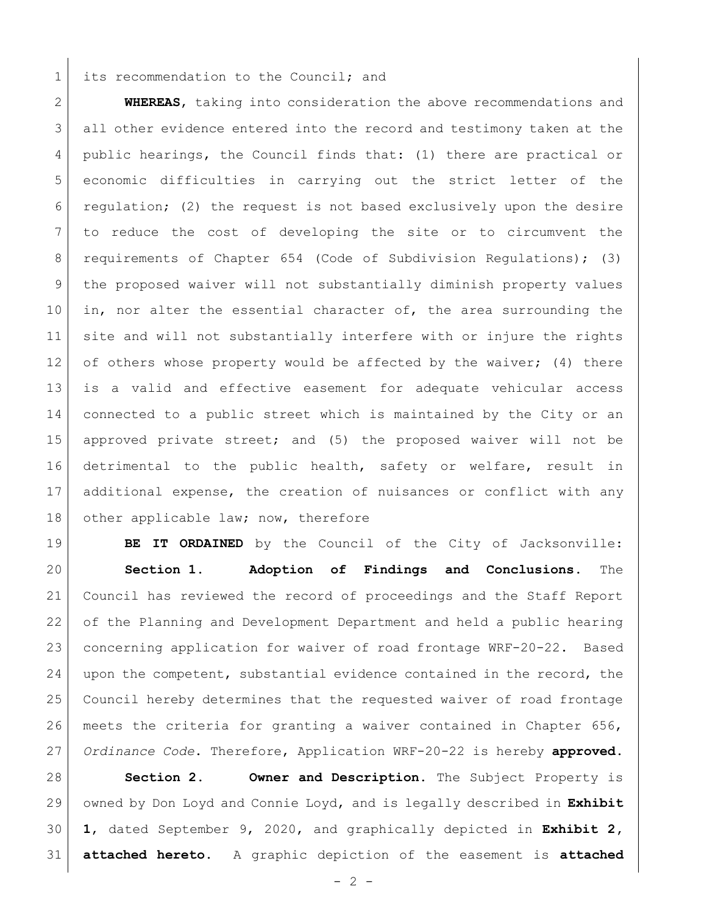its recommendation to the Council; and

**WHEREAS**, taking into consideration the above recommendations and all other evidence entered into the record and testimony taken at the public hearings, the Council finds that: (1) there are practical or economic difficulties in carrying out the strict letter of the regulation; (2) the request is not based exclusively upon the desire to reduce the cost of developing the site or to circumvent the requirements of Chapter 654 (Code of Subdivision Regulations); (3) the proposed waiver will not substantially diminish property values in, nor alter the essential character of, the area surrounding the site and will not substantially interfere with or injure the rights of others whose property would be affected by the waiver; (4) there is a valid and effective easement for adequate vehicular access connected to a public street which is maintained by the City or an approved private street; and (5) the proposed waiver will not be detrimental to the public health, safety or welfare, result in additional expense, the creation of nuisances or conflict with any other applicable law; now, therefore

**BE IT ORDAINED** by the Council of the City of Jacksonville:

**Section 1. Adoption of Findings and Conclusions.** The Council has reviewed the record of proceedings and the Staff Report of the Planning and Development Department and held a public hearing concerning application for waiver of road frontage WRF-20-22. Based upon the competent, substantial evidence contained in the record, the Council hereby determines that the requested waiver of road frontage meets the criteria for granting a waiver contained in Chapter 656, *Ordinance Code*. Therefore, Application WRF-20-22 is hereby **approved.**

**Section 2. Owner and Description.** The Subject Property is owned by Don Loyd and Connie Loyd, and is legally described in **Exhibit 1**, dated September 9, 2020, and graphically depicted in **Exhibit 2**, **attached hereto.** A graphic depiction of the easement is **attached**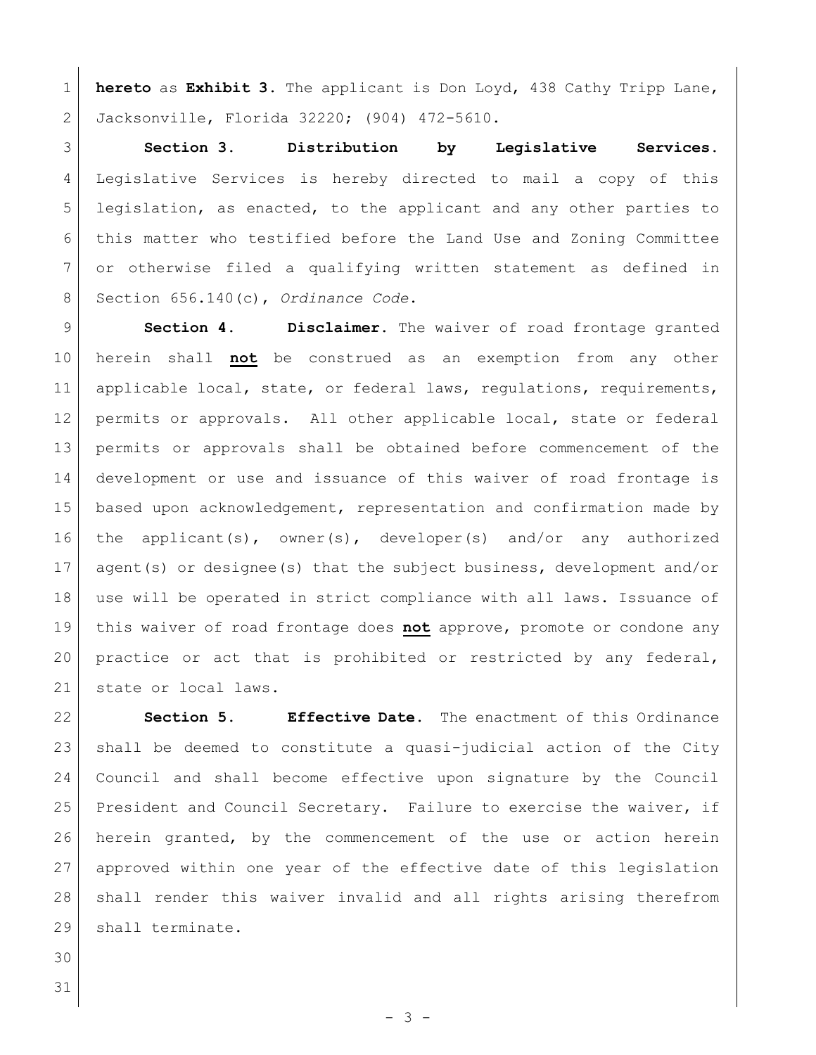**hereto** as **Exhibit 3**. The applicant is Don Loyd, 438 Cathy Tripp Lane, Jacksonville, Florida 32220; (904) 472-5610.

**Section 3. Distribution by Legislative Services.** Legislative Services is hereby directed to mail a copy of this legislation, as enacted, to the applicant and any other parties to this matter who testified before the Land Use and Zoning Committee or otherwise filed a qualifying written statement as defined in Section 656.140(c), *Ordinance Code*.

**Section 4. Disclaimer.** The waiver of road frontage granted herein shall **not** be construed as an exemption from any other applicable local, state, or federal laws, regulations, requirements, permits or approvals. All other applicable local, state or federal permits or approvals shall be obtained before commencement of the development or use and issuance of this waiver of road frontage is based upon acknowledgement, representation and confirmation made by the applicant(s), owner(s), developer(s) and/or any authorized agent(s) or designee(s) that the subject business, development and/or use will be operated in strict compliance with all laws. Issuance of this waiver of road frontage does **not** approve, promote or condone any practice or act that is prohibited or restricted by any federal, state or local laws.

**Section 5. Effective Date.** The enactment of this Ordinance shall be deemed to constitute a quasi-judicial action of the City Council and shall become effective upon signature by the Council President and Council Secretary. Failure to exercise the waiver, if herein granted, by the commencement of the use or action herein approved within one year of the effective date of this legislation shall render this waiver invalid and all rights arising therefrom shall terminate.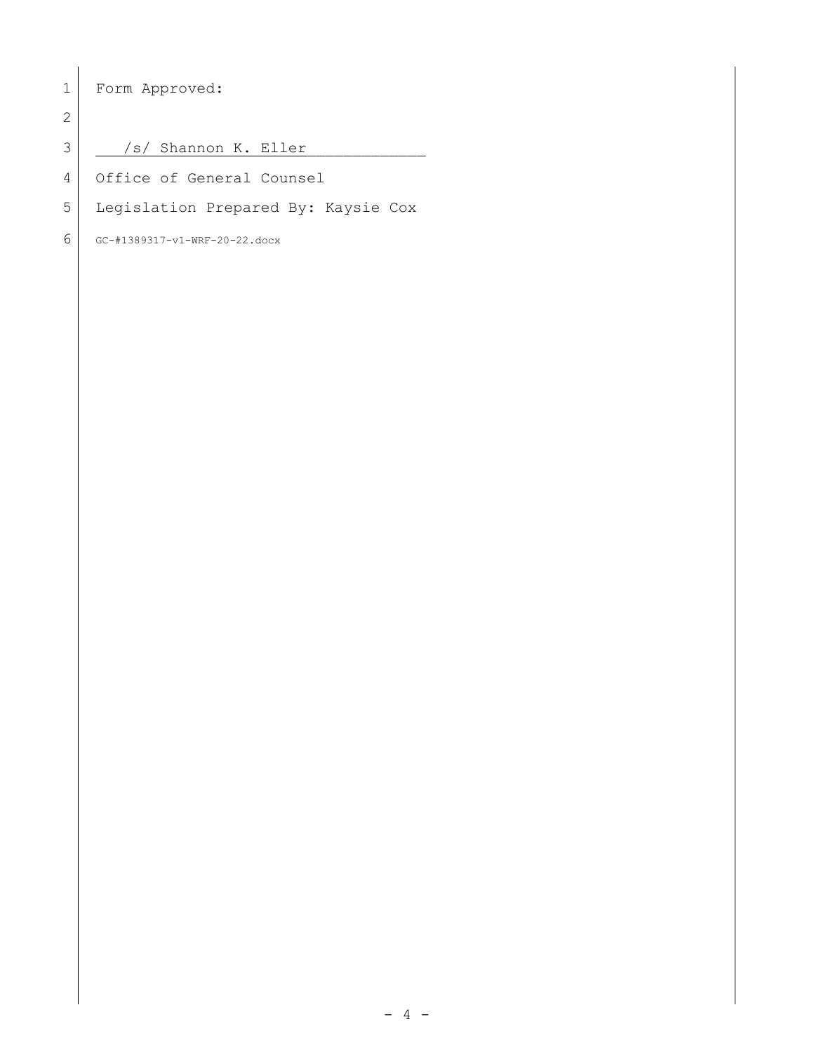Form Approved:

/s/ Shannon K. Eller

Office of General Counsel

Legislation Prepared By: Kaysie Cox

GC-#1389317-v1-WRF-20-22.docx